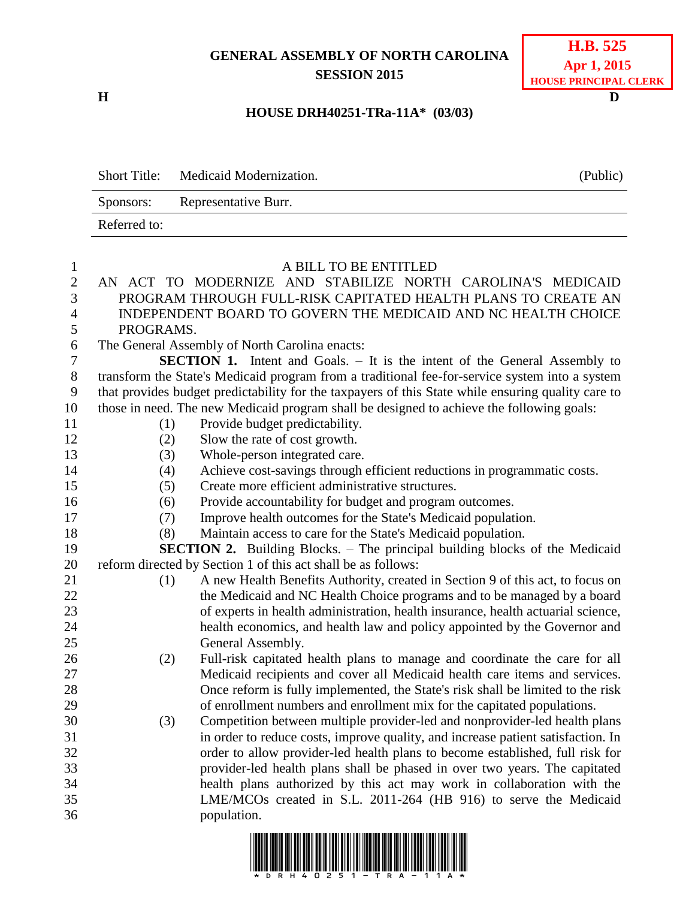**GENERAL ASSEMBLY OF NORTH CAROLINA**
**SESSION 2015**

**H.B. 525**
**Apr 1, 2015**
**HOUSE PRINCIPAL CLERK**

**H** **D**

**HOUSE DRH40251-TRa-11A\* (03/03)**

| Short Title: | Medicaid Modernization. | (Public) |
|---|---|---|
| Sponsors: | Representative Burr. | |
| Referred to: | | |

A BILL TO BE ENTITLED

AN ACT TO MODERNIZE AND STABILIZE NORTH CAROLINA'S MEDICAID PROGRAM THROUGH FULL-RISK CAPITATED HEALTH PLANS TO CREATE AN INDEPENDENT BOARD TO GOVERN THE MEDICAID AND NC HEALTH CHOICE PROGRAMS.

The General Assembly of North Carolina enacts:

**SECTION 1.** Intent and Goals. – It is the intent of the General Assembly to transform the State's Medicaid program from a traditional fee-for-service system into a system that provides budget predictability for the taxpayers of this State while ensuring quality care to those in need. The new Medicaid program shall be designed to achieve the following goals:

(1) Provide budget predictability.
(2) Slow the rate of cost growth.
(3) Whole-person integrated care.
(4) Achieve cost-savings through efficient reductions in programmatic costs.
(5) Create more efficient administrative structures.
(6) Provide accountability for budget and program outcomes.
(7) Improve health outcomes for the State's Medicaid population.
(8) Maintain access to care for the State's Medicaid population.

**SECTION 2.** Building Blocks. – The principal building blocks of the Medicaid reform directed by Section 1 of this act shall be as follows:

(1) A new Health Benefits Authority, created in Section 9 of this act, to focus on the Medicaid and NC Health Choice programs and to be managed by a board of experts in health administration, health insurance, health actuarial science, health economics, and health law and policy appointed by the Governor and General Assembly.
(2) Full-risk capitated health plans to manage and coordinate the care for all Medicaid recipients and cover all Medicaid health care items and services. Once reform is fully implemented, the State's risk shall be limited to the risk of enrollment numbers and enrollment mix for the capitated populations.
(3) Competition between multiple provider-led and nonprovider-led health plans in order to reduce costs, improve quality, and increase patient satisfaction. In order to allow provider-led health plans to become established, full risk for provider-led health plans shall be phased in over two years. The capitated health plans authorized by this act may work in collaboration with the LME/MCOs created in S.L. 2011-264 (HB 916) to serve the Medicaid population.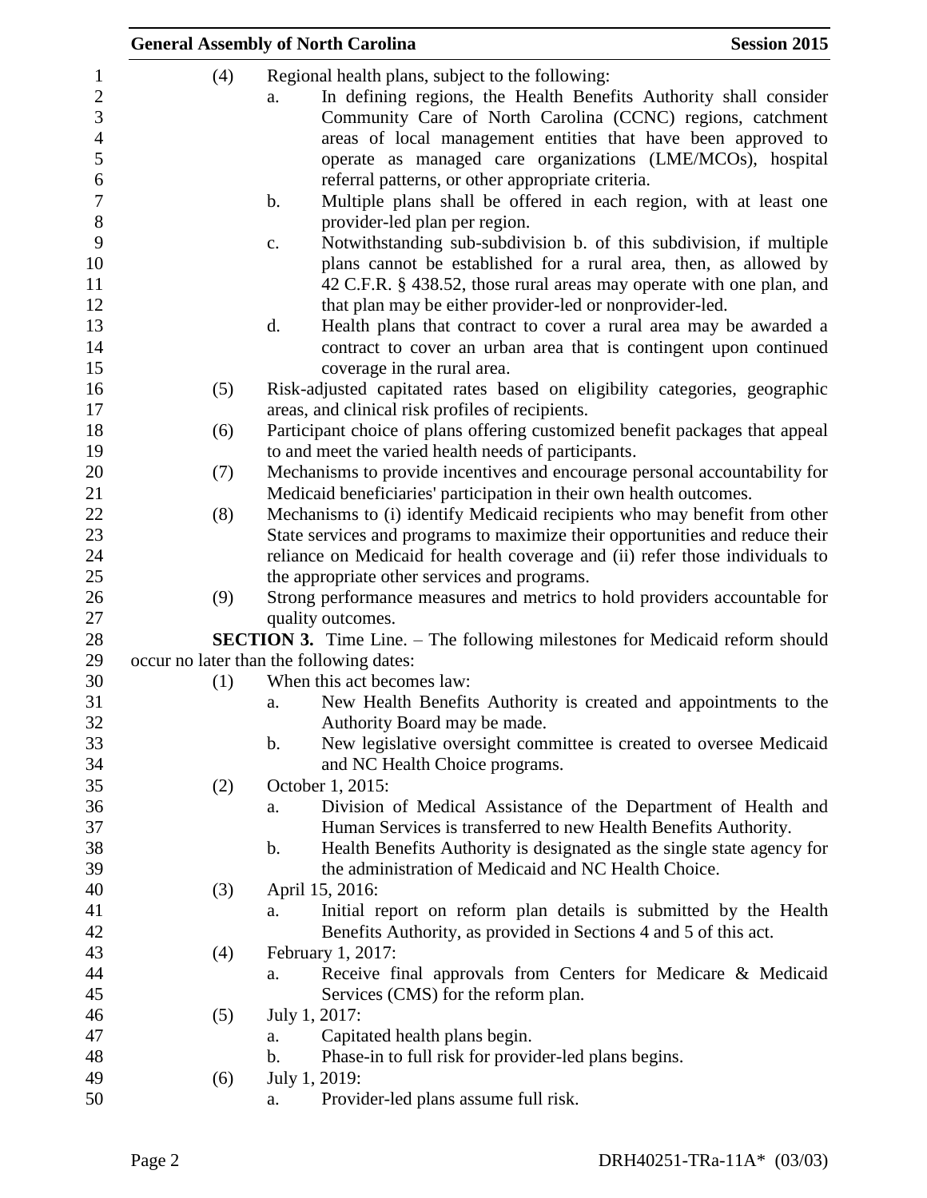(4) Regional health plans, subject to the following:

a. In defining regions, the Health Benefits Authority shall consider Community Care of North Carolina (CCNC) regions, catchment areas of local management entities that have been approved to operate as managed care organizations (LME/MCOs), hospital referral patterns, or other appropriate criteria.

b. Multiple plans shall be offered in each region, with at least one provider-led plan per region.

c. Notwithstanding sub-subdivision b. of this subdivision, if multiple plans cannot be established for a rural area, then, as allowed by 42 C.F.R. § 438.52, those rural areas may operate with one plan, and that plan may be either provider-led or nonprovider-led.

d. Health plans that contract to cover a rural area may be awarded a contract to cover an urban area that is contingent upon continued coverage in the rural area.

(5) Risk-adjusted capitated rates based on eligibility categories, geographic areas, and clinical risk profiles of recipients.

(6) Participant choice of plans offering customized benefit packages that appeal to and meet the varied health needs of participants.

(7) Mechanisms to provide incentives and encourage personal accountability for Medicaid beneficiaries' participation in their own health outcomes.

(8) Mechanisms to (i) identify Medicaid recipients who may benefit from other State services and programs to maximize their opportunities and reduce their reliance on Medicaid for health coverage and (ii) refer those individuals to the appropriate other services and programs.

(9) Strong performance measures and metrics to hold providers accountable for quality outcomes.

**SECTION 3.** Time Line. – The following milestones for Medicaid reform should occur no later than the following dates:

(1) When this act becomes law:

a. New Health Benefits Authority is created and appointments to the Authority Board may be made.

b. New legislative oversight committee is created to oversee Medicaid and NC Health Choice programs.

(2) October 1, 2015:

a. Division of Medical Assistance of the Department of Health and Human Services is transferred to new Health Benefits Authority.

b. Health Benefits Authority is designated as the single state agency for the administration of Medicaid and NC Health Choice.

(3) April 15, 2016:

a. Initial report on reform plan details is submitted by the Health Benefits Authority, as provided in Sections 4 and 5 of this act.

(4) February 1, 2017:

a. Receive final approvals from Centers for Medicare & Medicaid Services (CMS) for the reform plan.

(5) July 1, 2017:

a. Capitated health plans begin.

b. Phase-in to full risk for provider-led plans begins.

(6) July 1, 2019:

a. Provider-led plans assume full risk.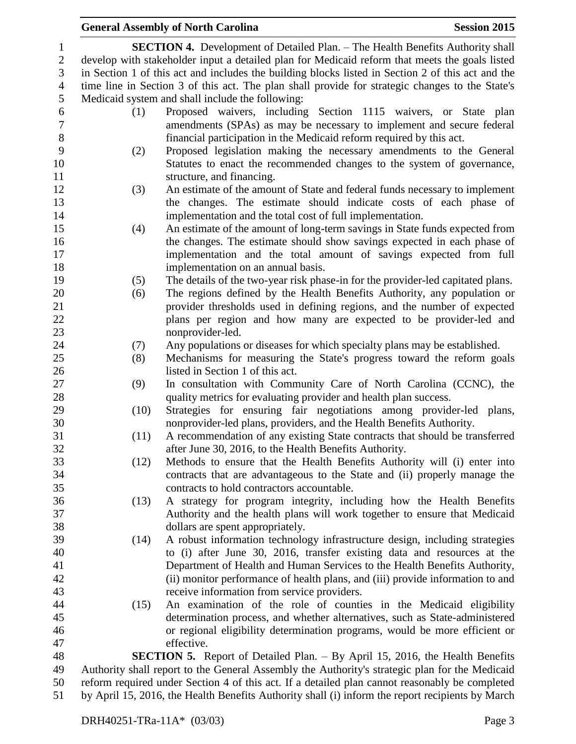**SECTION 4.** Development of Detailed Plan. – The Health Benefits Authority shall develop with stakeholder input a detailed plan for Medicaid reform that meets the goals listed in Section 1 of this act and includes the building blocks listed in Section 2 of this act and the time line in Section 3 of this act. The plan shall provide for strategic changes to the State's Medicaid system and shall include the following:

(1) Proposed waivers, including Section 1115 waivers, or State plan amendments (SPAs) as may be necessary to implement and secure federal financial participation in the Medicaid reform required by this act.

(2) Proposed legislation making the necessary amendments to the General Statutes to enact the recommended changes to the system of governance, structure, and financing.

(3) An estimate of the amount of State and federal funds necessary to implement the changes. The estimate should indicate costs of each phase of implementation and the total cost of full implementation.

(4) An estimate of the amount of long-term savings in State funds expected from the changes. The estimate should show savings expected in each phase of implementation and the total amount of savings expected from full implementation on an annual basis.

(5) The details of the two-year risk phase-in for the provider-led capitated plans.

(6) The regions defined by the Health Benefits Authority, any population or provider thresholds used in defining regions, and the number of expected plans per region and how many are expected to be provider-led and nonprovider-led.

(7) Any populations or diseases for which specialty plans may be established.

(8) Mechanisms for measuring the State's progress toward the reform goals listed in Section 1 of this act.

(9) In consultation with Community Care of North Carolina (CCNC), the quality metrics for evaluating provider and health plan success.

(10) Strategies for ensuring fair negotiations among provider-led plans, nonprovider-led plans, providers, and the Health Benefits Authority.

(11) A recommendation of any existing State contracts that should be transferred after June 30, 2016, to the Health Benefits Authority.

(12) Methods to ensure that the Health Benefits Authority will (i) enter into contracts that are advantageous to the State and (ii) properly manage the contracts to hold contractors accountable.

(13) A strategy for program integrity, including how the Health Benefits Authority and the health plans will work together to ensure that Medicaid dollars are spent appropriately.

(14) A robust information technology infrastructure design, including strategies to (i) after June 30, 2016, transfer existing data and resources at the Department of Health and Human Services to the Health Benefits Authority, (ii) monitor performance of health plans, and (iii) provide information to and receive information from service providers.

(15) An examination of the role of counties in the Medicaid eligibility determination process, and whether alternatives, such as State-administered or regional eligibility determination programs, would be more efficient or effective.

**SECTION 5.** Report of Detailed Plan. – By April 15, 2016, the Health Benefits Authority shall report to the General Assembly the Authority's strategic plan for the Medicaid reform required under Section 4 of this act. If a detailed plan cannot reasonably be completed by April 15, 2016, the Health Benefits Authority shall (i) inform the report recipients by March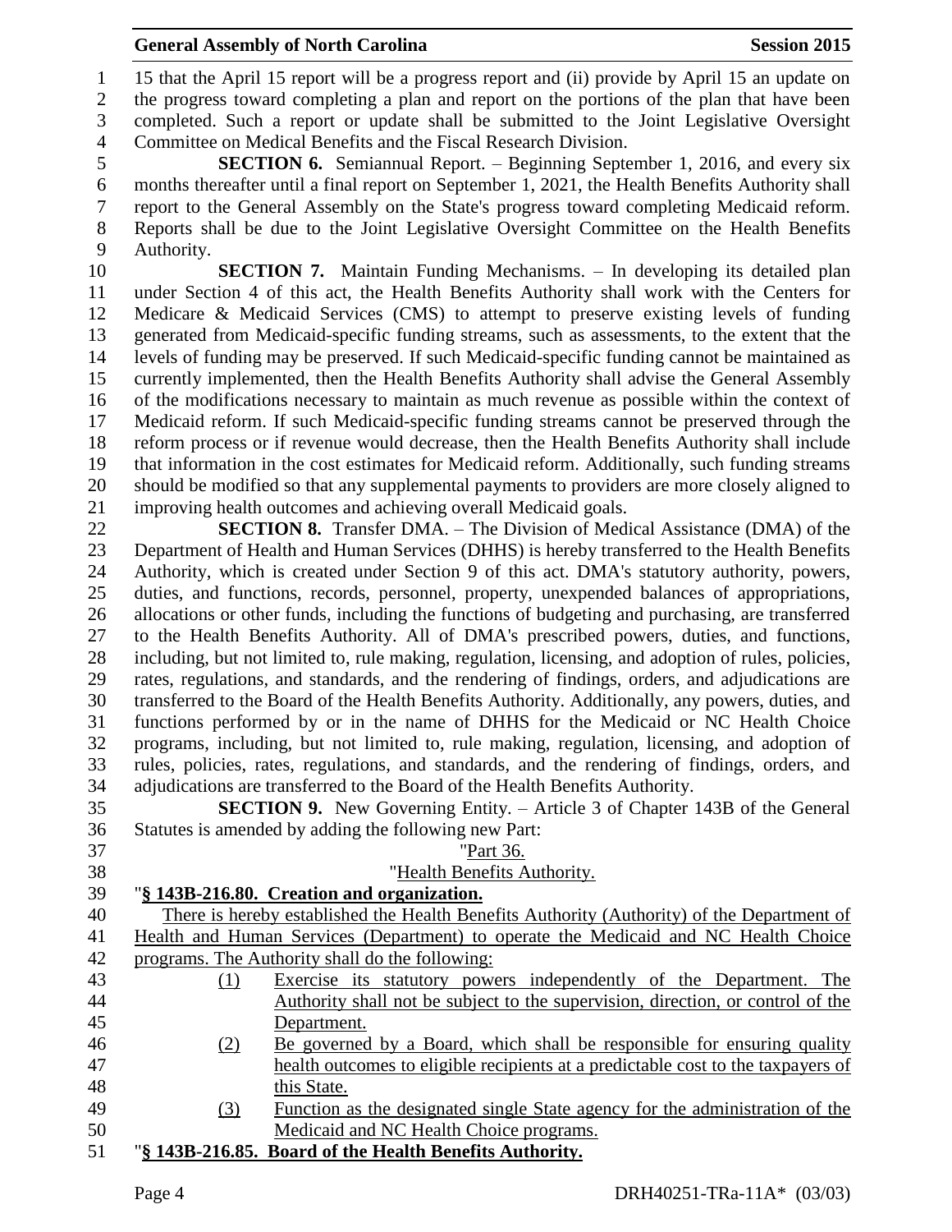15 that the April 15 report will be a progress report and (ii) provide by April 15 an update on the progress toward completing a plan and report on the portions of the plan that have been completed. Such a report or update shall be submitted to the Joint Legislative Oversight Committee on Medical Benefits and the Fiscal Research Division.

**SECTION 6.** Semiannual Report. – Beginning September 1, 2016, and every six months thereafter until a final report on September 1, 2021, the Health Benefits Authority shall report to the General Assembly on the State's progress toward completing Medicaid reform. Reports shall be due to the Joint Legislative Oversight Committee on the Health Benefits Authority.

**SECTION 7.** Maintain Funding Mechanisms. – In developing its detailed plan under Section 4 of this act, the Health Benefits Authority shall work with the Centers for Medicare & Medicaid Services (CMS) to attempt to preserve existing levels of funding generated from Medicaid-specific funding streams, such as assessments, to the extent that the levels of funding may be preserved. If such Medicaid-specific funding cannot be maintained as currently implemented, then the Health Benefits Authority shall advise the General Assembly of the modifications necessary to maintain as much revenue as possible within the context of Medicaid reform. If such Medicaid-specific funding streams cannot be preserved through the reform process or if revenue would decrease, then the Health Benefits Authority shall include that information in the cost estimates for Medicaid reform. Additionally, such funding streams should be modified so that any supplemental payments to providers are more closely aligned to improving health outcomes and achieving overall Medicaid goals.

**SECTION 8.** Transfer DMA. – The Division of Medical Assistance (DMA) of the Department of Health and Human Services (DHHS) is hereby transferred to the Health Benefits Authority, which is created under Section 9 of this act. DMA's statutory authority, powers, duties, and functions, records, personnel, property, unexpended balances of appropriations, allocations or other funds, including the functions of budgeting and purchasing, are transferred to the Health Benefits Authority. All of DMA's prescribed powers, duties, and functions, including, but not limited to, rule making, regulation, licensing, and adoption of rules, policies, rates, regulations, and standards, and the rendering of findings, orders, and adjudications are transferred to the Board of the Health Benefits Authority. Additionally, any powers, duties, and functions performed by or in the name of DHHS for the Medicaid or NC Health Choice programs, including, but not limited to, rule making, regulation, licensing, and adoption of rules, policies, rates, regulations, and standards, and the rendering of findings, orders, and adjudications are transferred to the Board of the Health Benefits Authority.

**SECTION 9.** New Governing Entity. – Article 3 of Chapter 143B of the General Statutes is amended by adding the following new Part:

"Part 36.

"Health Benefits Authority.

"**§ 143B-216.80. Creation and organization.**

There is hereby established the Health Benefits Authority (Authority) of the Department of Health and Human Services (Department) to operate the Medicaid and NC Health Choice programs. The Authority shall do the following:

(1) Exercise its statutory powers independently of the Department. The Authority shall not be subject to the supervision, direction, or control of the Department.

(2) Be governed by a Board, which shall be responsible for ensuring quality health outcomes to eligible recipients at a predictable cost to the taxpayers of this State.

(3) Function as the designated single State agency for the administration of the Medicaid and NC Health Choice programs.

"**§ 143B-216.85. Board of the Health Benefits Authority.**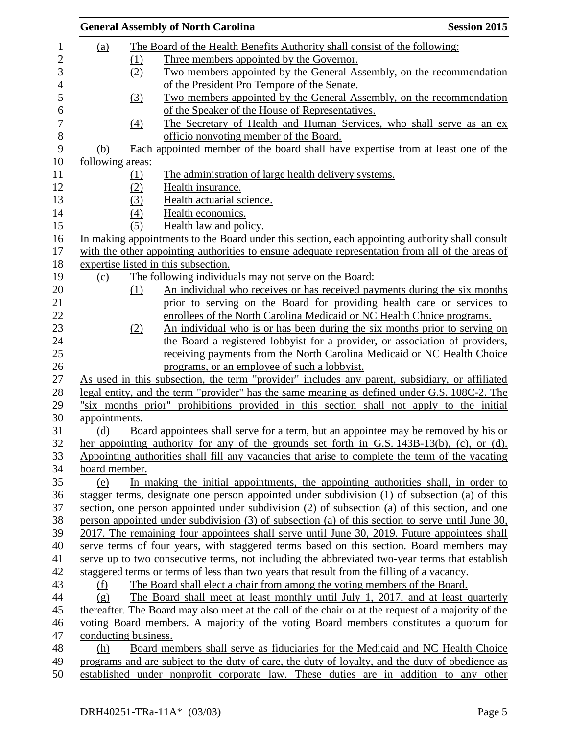(a) The Board of the Health Benefits Authority shall consist of the following:

(1) Three members appointed by the Governor.

(2) Two members appointed by the General Assembly, on the recommendation of the President Pro Tempore of the Senate.

(3) Two members appointed by the General Assembly, on the recommendation of the Speaker of the House of Representatives.

(4) The Secretary of Health and Human Services, who shall serve as an ex officio nonvoting member of the Board.

(b) Each appointed member of the board shall have expertise from at least one of the following areas:

(1) The administration of large health delivery systems.

(2) Health insurance.

(3) Health actuarial science.

(4) Health economics.

(5) Health law and policy.

In making appointments to the Board under this section, each appointing authority shall consult with the other appointing authorities to ensure adequate representation from all of the areas of expertise listed in this subsection.

(c) The following individuals may not serve on the Board:

(1) An individual who receives or has received payments during the six months prior to serving on the Board for providing health care or services to enrollees of the North Carolina Medicaid or NC Health Choice programs.

(2) An individual who is or has been during the six months prior to serving on the Board a registered lobbyist for a provider, or association of providers, receiving payments from the North Carolina Medicaid or NC Health Choice programs, or an employee of such a lobbyist.

As used in this subsection, the term "provider" includes any parent, subsidiary, or affiliated legal entity, and the term "provider" has the same meaning as defined under G.S. 108C-2. The "six months prior" prohibitions provided in this section shall not apply to the initial appointments.

(d) Board appointees shall serve for a term, but an appointee may be removed by his or her appointing authority for any of the grounds set forth in G.S. 143B-13(b), (c), or (d). Appointing authorities shall fill any vacancies that arise to complete the term of the vacating board member.

(e) In making the initial appointments, the appointing authorities shall, in order to stagger terms, designate one person appointed under subdivision (1) of subsection (a) of this section, one person appointed under subdivision (2) of subsection (a) of this section, and one person appointed under subdivision (3) of subsection (a) of this section to serve until June 30, 2017. The remaining four appointees shall serve until June 30, 2019. Future appointees shall serve terms of four years, with staggered terms based on this section. Board members may serve up to two consecutive terms, not including the abbreviated two-year terms that establish staggered terms or terms of less than two years that result from the filling of a vacancy.

(f) The Board shall elect a chair from among the voting members of the Board.

(g) The Board shall meet at least monthly until July 1, 2017, and at least quarterly thereafter. The Board may also meet at the call of the chair or at the request of a majority of the voting Board members. A majority of the voting Board members constitutes a quorum for conducting business.

(h) Board members shall serve as fiduciaries for the Medicaid and NC Health Choice programs and are subject to the duty of care, the duty of loyalty, and the duty of obedience as established under nonprofit corporate law. These duties are in addition to any other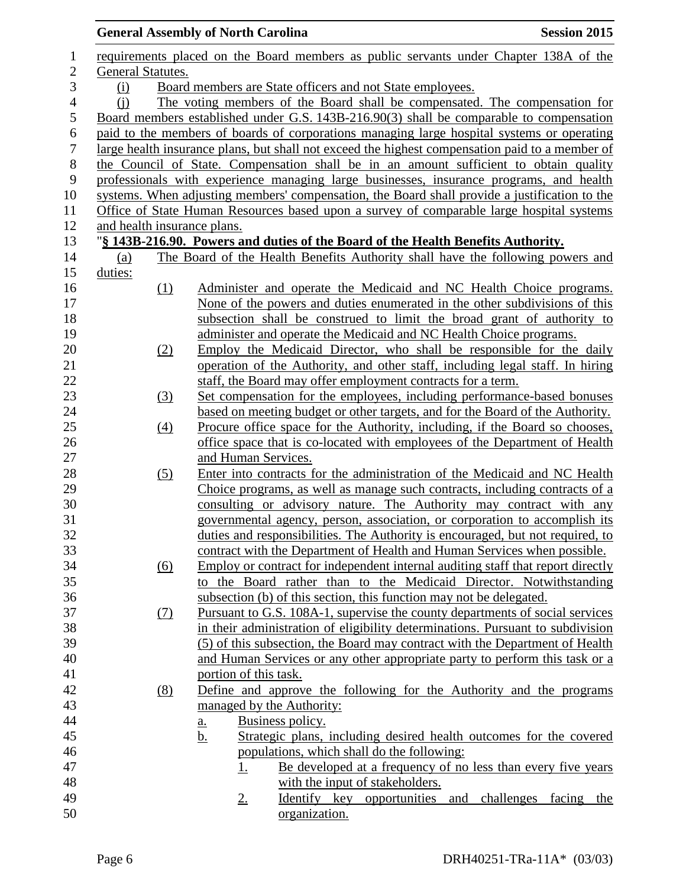requirements placed on the Board members as public servants under Chapter 138A of the General Statutes.

(i) Board members are State officers and not State employees.

(j) The voting members of the Board shall be compensated. The compensation for Board members established under G.S. 143B-216.90(3) shall be comparable to compensation paid to the members of boards of corporations managing large hospital systems or operating large health insurance plans, but shall not exceed the highest compensation paid to a member of the Council of State. Compensation shall be in an amount sufficient to obtain quality professionals with experience managing large businesses, insurance programs, and health systems. When adjusting members' compensation, the Board shall provide a justification to the Office of State Human Resources based upon a survey of comparable large hospital systems and health insurance plans.

"**§ 143B-216.90. Powers and duties of the Board of the Health Benefits Authority.**

(a) The Board of the Health Benefits Authority shall have the following powers and duties:

(1) Administer and operate the Medicaid and NC Health Choice programs. None of the powers and duties enumerated in the other subdivisions of this subsection shall be construed to limit the broad grant of authority to administer and operate the Medicaid and NC Health Choice programs.

(2) Employ the Medicaid Director, who shall be responsible for the daily operation of the Authority, and other staff, including legal staff. In hiring staff, the Board may offer employment contracts for a term.

(3) Set compensation for the employees, including performance-based bonuses based on meeting budget or other targets, and for the Board of the Authority.

(4) Procure office space for the Authority, including, if the Board so chooses, office space that is co-located with employees of the Department of Health and Human Services.

(5) Enter into contracts for the administration of the Medicaid and NC Health Choice programs, as well as manage such contracts, including contracts of a consulting or advisory nature. The Authority may contract with any governmental agency, person, association, or corporation to accomplish its duties and responsibilities. The Authority is encouraged, but not required, to contract with the Department of Health and Human Services when possible.

(6) Employ or contract for independent internal auditing staff that report directly to the Board rather than to the Medicaid Director. Notwithstanding subsection (b) of this section, this function may not be delegated.

(7) Pursuant to G.S. 108A-1, supervise the county departments of social services in their administration of eligibility determinations. Pursuant to subdivision (5) of this subsection, the Board may contract with the Department of Health and Human Services or any other appropriate party to perform this task or a portion of this task.

(8) Define and approve the following for the Authority and the programs managed by the Authority:

a. Business policy.

b. Strategic plans, including desired health outcomes for the covered populations, which shall do the following:

1. Be developed at a frequency of no less than every five years with the input of stakeholders.

2. Identify key opportunities and challenges facing the organization.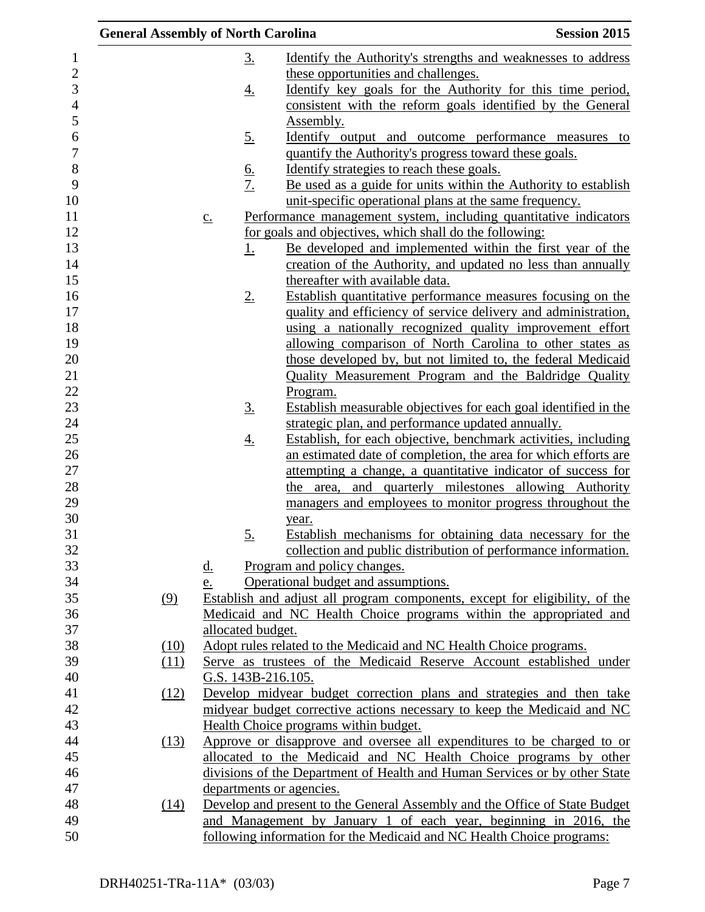3. Identify the Authority's strengths and weaknesses to address these opportunities and challenges.
4. Identify key goals for the Authority for this time period, consistent with the reform goals identified by the General Assembly.
5. Identify output and outcome performance measures to quantify the Authority's progress toward these goals.
6. Identify strategies to reach these goals.
7. Be used as a guide for units within the Authority to establish unit-specific operational plans at the same frequency.

c. Performance management system, including quantitative indicators for goals and objectives, which shall do the following:
   1. Be developed and implemented within the first year of the creation of the Authority, and updated no less than annually thereafter with available data.
   2. Establish quantitative performance measures focusing on the quality and efficiency of service delivery and administration, using a nationally recognized quality improvement effort allowing comparison of North Carolina to other states as those developed by, but not limited to, the federal Medicaid Quality Measurement Program and the Baldridge Quality Program.
   3. Establish measurable objectives for each goal identified in the strategic plan, and performance updated annually.
   4. Establish, for each objective, benchmark activities, including an estimated date of completion, the area for which efforts are attempting a change, a quantitative indicator of success for the area, and quarterly milestones allowing Authority managers and employees to monitor progress throughout the year.
   5. Establish mechanisms for obtaining data necessary for the collection and public distribution of performance information.

d. Program and policy changes.

e. Operational budget and assumptions.

(9) Establish and adjust all program components, except for eligibility, of the Medicaid and NC Health Choice programs within the appropriated and allocated budget.

(10) Adopt rules related to the Medicaid and NC Health Choice programs.

(11) Serve as trustees of the Medicaid Reserve Account established under G.S. 143B-216.105.

(12) Develop midyear budget correction plans and strategies and then take midyear budget corrective actions necessary to keep the Medicaid and NC Health Choice programs within budget.

(13) Approve or disapprove and oversee all expenditures to be charged to or allocated to the Medicaid and NC Health Choice programs by other divisions of the Department of Health and Human Services or by other State departments or agencies.

(14) Develop and present to the General Assembly and the Office of State Budget and Management by January 1 of each year, beginning in 2016, the following information for the Medicaid and NC Health Choice programs: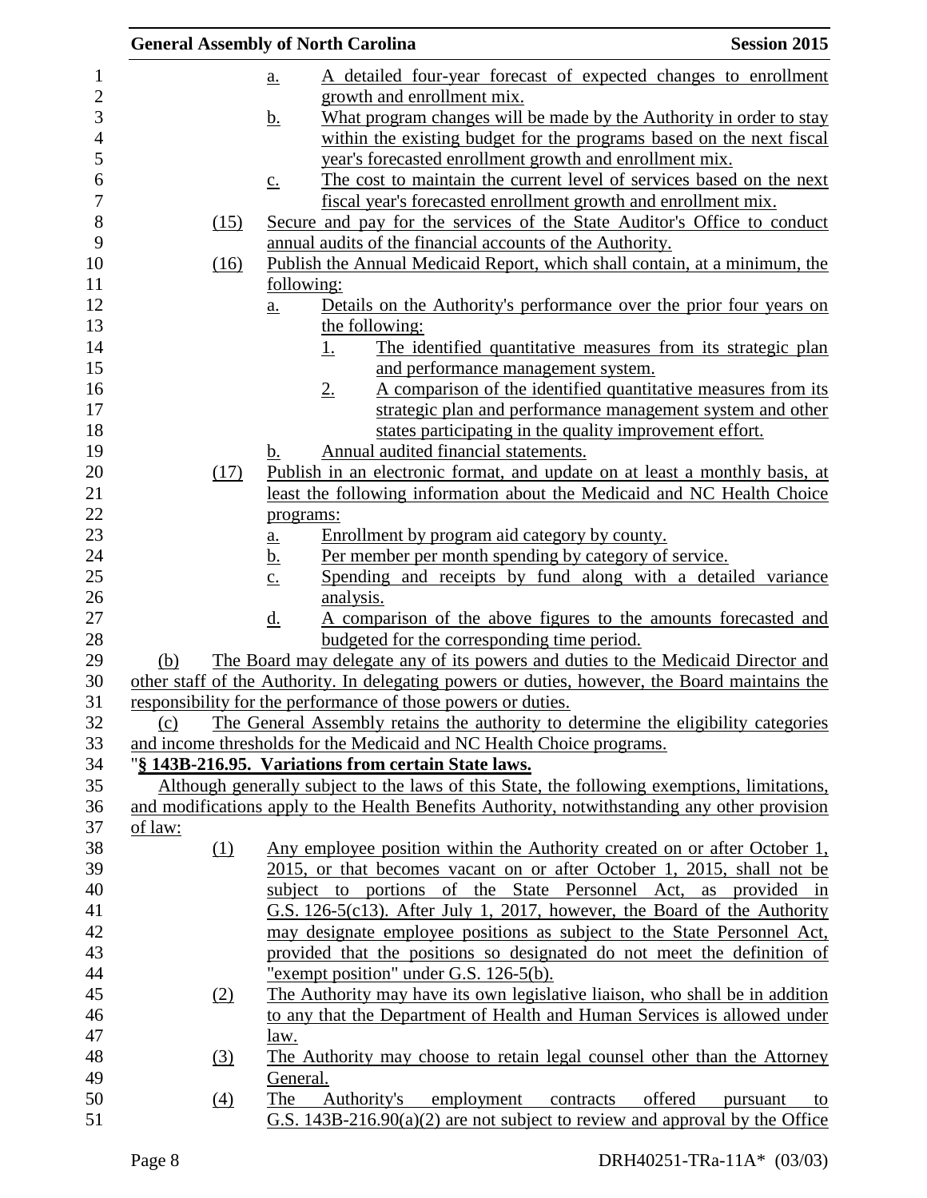a. A detailed four-year forecast of expected changes to enrollment growth and enrollment mix.

b. What program changes will be made by the Authority in order to stay within the existing budget for the programs based on the next fiscal year's forecasted enrollment growth and enrollment mix.

c. The cost to maintain the current level of services based on the next fiscal year's forecasted enrollment growth and enrollment mix.

(15) Secure and pay for the services of the State Auditor's Office to conduct annual audits of the financial accounts of the Authority.

(16) Publish the Annual Medicaid Report, which shall contain, at a minimum, the following:

a. Details on the Authority's performance over the prior four years on the following:

1. The identified quantitative measures from its strategic plan and performance management system.

2. A comparison of the identified quantitative measures from its strategic plan and performance management system and other states participating in the quality improvement effort.

b. Annual audited financial statements.

(17) Publish in an electronic format, and update on at least a monthly basis, at least the following information about the Medicaid and NC Health Choice programs:

a. Enrollment by program aid category by county.

b. Per member per month spending by category of service.

c. Spending and receipts by fund along with a detailed variance analysis.

d. A comparison of the above figures to the amounts forecasted and budgeted for the corresponding time period.

(b) The Board may delegate any of its powers and duties to the Medicaid Director and other staff of the Authority. In delegating powers or duties, however, the Board maintains the responsibility for the performance of those powers or duties.

(c) The General Assembly retains the authority to determine the eligibility categories and income thresholds for the Medicaid and NC Health Choice programs.

"**§ 143B-216.95. Variations from certain State laws.**

Although generally subject to the laws of this State, the following exemptions, limitations, and modifications apply to the Health Benefits Authority, notwithstanding any other provision of law:

(1) Any employee position within the Authority created on or after October 1, 2015, or that becomes vacant on or after October 1, 2015, shall not be subject to portions of the State Personnel Act, as provided in G.S. 126-5(c13). After July 1, 2017, however, the Board of the Authority may designate employee positions as subject to the State Personnel Act, provided that the positions so designated do not meet the definition of "exempt position" under G.S. 126-5(b).

(2) The Authority may have its own legislative liaison, who shall be in addition to any that the Department of Health and Human Services is allowed under law.

(3) The Authority may choose to retain legal counsel other than the Attorney General.

(4) The Authority's employment contracts offered pursuant to G.S. 143B-216.90(a)(2) are not subject to review and approval by the Office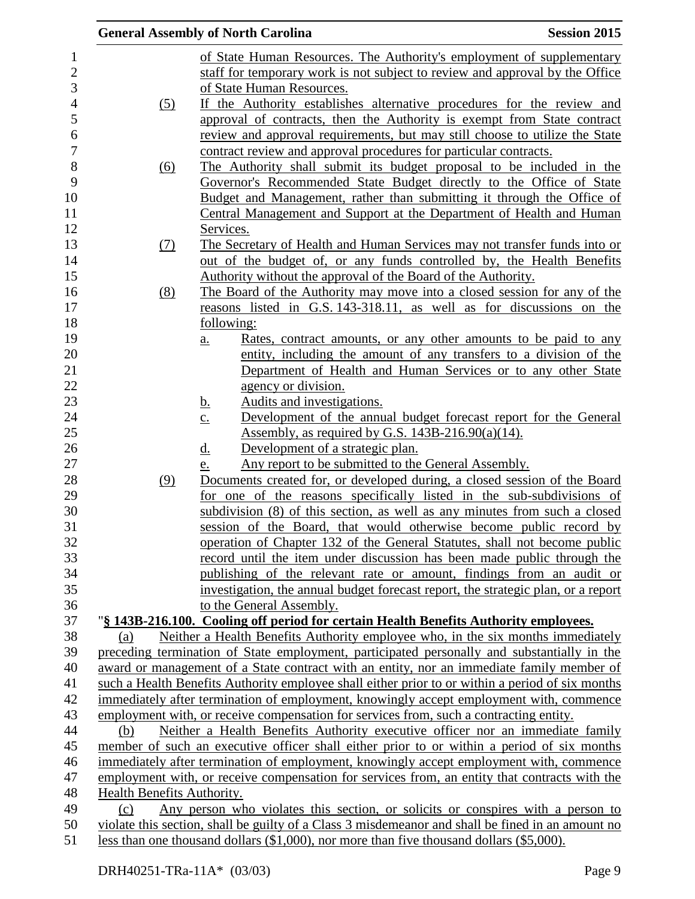of State Human Resources. The Authority's employment of supplementary staff for temporary work is not subject to review and approval by the Office of State Human Resources.

(5) If the Authority establishes alternative procedures for the review and approval of contracts, then the Authority is exempt from State contract review and approval requirements, but may still choose to utilize the State contract review and approval procedures for particular contracts.

(6) The Authority shall submit its budget proposal to be included in the Governor's Recommended State Budget directly to the Office of State Budget and Management, rather than submitting it through the Office of Central Management and Support at the Department of Health and Human Services.

(7) The Secretary of Health and Human Services may not transfer funds into or out of the budget of, or any funds controlled by, the Health Benefits Authority without the approval of the Board of the Authority.

(8) The Board of the Authority may move into a closed session for any of the reasons listed in G.S. 143-318.11, as well as for discussions on the following:

a. Rates, contract amounts, or any other amounts to be paid to any entity, including the amount of any transfers to a division of the Department of Health and Human Services or to any other State agency or division.

b. Audits and investigations.

c. Development of the annual budget forecast report for the General Assembly, as required by G.S. 143B-216.90(a)(14).

d. Development of a strategic plan.

e. Any report to be submitted to the General Assembly.

(9) Documents created for, or developed during, a closed session of the Board for one of the reasons specifically listed in the sub-subdivisions of subdivision (8) of this section, as well as any minutes from such a closed session of the Board, that would otherwise become public record by operation of Chapter 132 of the General Statutes, shall not become public record until the item under discussion has been made public through the publishing of the relevant rate or amount, findings from an audit or investigation, the annual budget forecast report, the strategic plan, or a report to the General Assembly.

"**§ 143B-216.100. Cooling off period for certain Health Benefits Authority employees.**

(a) Neither a Health Benefits Authority employee who, in the six months immediately preceding termination of State employment, participated personally and substantially in the award or management of a State contract with an entity, nor an immediate family member of such a Health Benefits Authority employee shall either prior to or within a period of six months immediately after termination of employment, knowingly accept employment with, commence employment with, or receive compensation for services from, such a contracting entity.

(b) Neither a Health Benefits Authority executive officer nor an immediate family member of such an executive officer shall either prior to or within a period of six months immediately after termination of employment, knowingly accept employment with, commence employment with, or receive compensation for services from, an entity that contracts with the Health Benefits Authority.

(c) Any person who violates this section, or solicits or conspires with a person to violate this section, shall be guilty of a Class 3 misdemeanor and shall be fined in an amount no less than one thousand dollars ($1,000), nor more than five thousand dollars ($5,000).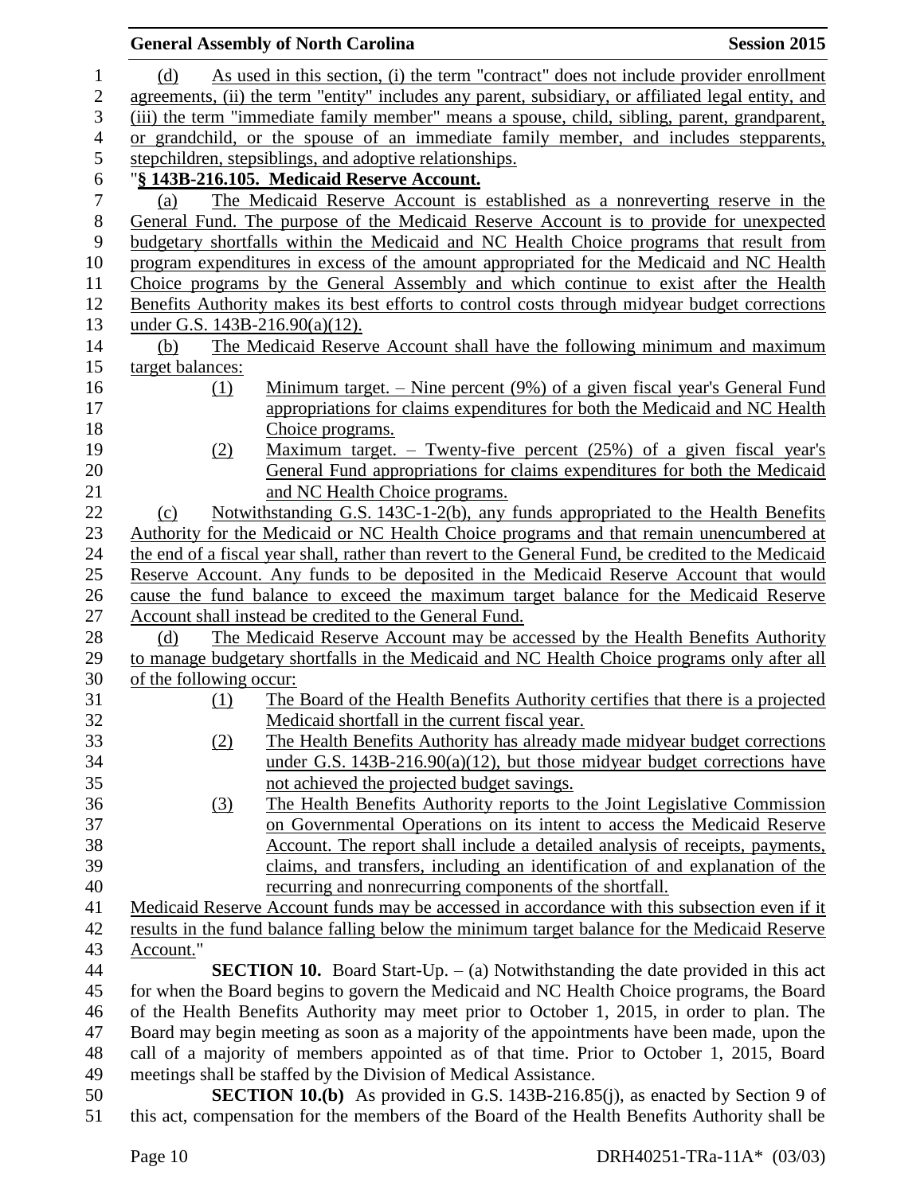(d) As used in this section, (i) the term "contract" does not include provider enrollment agreements, (ii) the term "entity" includes any parent, subsidiary, or affiliated legal entity, and (iii) the term "immediate family member" means a spouse, child, sibling, parent, grandparent, or grandchild, or the spouse of an immediate family member, and includes stepparents, stepchildren, stepsiblings, and adoptive relationships.

"**§ 143B-216.105. Medicaid Reserve Account.**

(a) The Medicaid Reserve Account is established as a nonreverting reserve in the General Fund. The purpose of the Medicaid Reserve Account is to provide for unexpected budgetary shortfalls within the Medicaid and NC Health Choice programs that result from program expenditures in excess of the amount appropriated for the Medicaid and NC Health Choice programs by the General Assembly and which continue to exist after the Health Benefits Authority makes its best efforts to control costs through midyear budget corrections under G.S. 143B-216.90(a)(12).

(b) The Medicaid Reserve Account shall have the following minimum and maximum target balances:

(1) Minimum target. – Nine percent (9%) of a given fiscal year's General Fund appropriations for claims expenditures for both the Medicaid and NC Health Choice programs.

(2) Maximum target. – Twenty-five percent (25%) of a given fiscal year's General Fund appropriations for claims expenditures for both the Medicaid and NC Health Choice programs.

(c) Notwithstanding G.S. 143C-1-2(b), any funds appropriated to the Health Benefits Authority for the Medicaid or NC Health Choice programs and that remain unencumbered at the end of a fiscal year shall, rather than revert to the General Fund, be credited to the Medicaid Reserve Account. Any funds to be deposited in the Medicaid Reserve Account that would cause the fund balance to exceed the maximum target balance for the Medicaid Reserve Account shall instead be credited to the General Fund.

(d) The Medicaid Reserve Account may be accessed by the Health Benefits Authority to manage budgetary shortfalls in the Medicaid and NC Health Choice programs only after all of the following occur:

(1) The Board of the Health Benefits Authority certifies that there is a projected Medicaid shortfall in the current fiscal year.

(2) The Health Benefits Authority has already made midyear budget corrections under G.S. 143B-216.90(a)(12), but those midyear budget corrections have not achieved the projected budget savings.

(3) The Health Benefits Authority reports to the Joint Legislative Commission on Governmental Operations on its intent to access the Medicaid Reserve Account. The report shall include a detailed analysis of receipts, payments, claims, and transfers, including an identification of and explanation of the recurring and nonrecurring components of the shortfall.

Medicaid Reserve Account funds may be accessed in accordance with this subsection even if it results in the fund balance falling below the minimum target balance for the Medicaid Reserve Account."

**SECTION 10.** Board Start-Up. – (a) Notwithstanding the date provided in this act for when the Board begins to govern the Medicaid and NC Health Choice programs, the Board of the Health Benefits Authority may meet prior to October 1, 2015, in order to plan. The Board may begin meeting as soon as a majority of the appointments have been made, upon the call of a majority of members appointed as of that time. Prior to October 1, 2015, Board meetings shall be staffed by the Division of Medical Assistance.

**SECTION 10.(b)** As provided in G.S. 143B-216.85(j), as enacted by Section 9 of this act, compensation for the members of the Board of the Health Benefits Authority shall be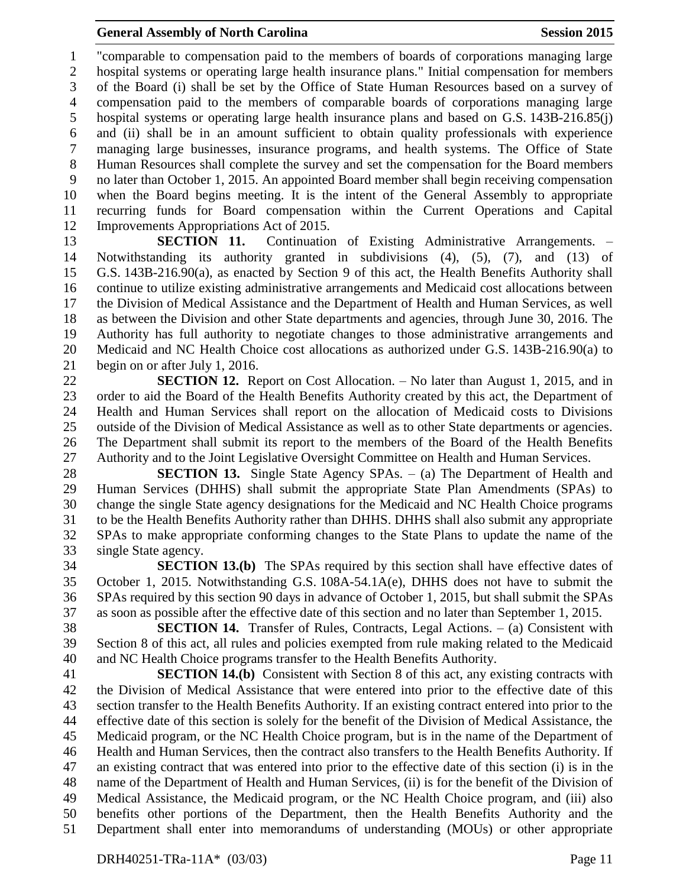"comparable to compensation paid to the members of boards of corporations managing large hospital systems or operating large health insurance plans." Initial compensation for members of the Board (i) shall be set by the Office of State Human Resources based on a survey of compensation paid to the members of comparable boards of corporations managing large hospital systems or operating large health insurance plans and based on G.S. 143B-216.85(j) and (ii) shall be in an amount sufficient to obtain quality professionals with experience managing large businesses, insurance programs, and health systems. The Office of State Human Resources shall complete the survey and set the compensation for the Board members no later than October 1, 2015. An appointed Board member shall begin receiving compensation when the Board begins meeting. It is the intent of the General Assembly to appropriate recurring funds for Board compensation within the Current Operations and Capital Improvements Appropriations Act of 2015.

**SECTION 11.** Continuation of Existing Administrative Arrangements. – Notwithstanding its authority granted in subdivisions (4), (5), (7), and (13) of G.S. 143B-216.90(a), as enacted by Section 9 of this act, the Health Benefits Authority shall continue to utilize existing administrative arrangements and Medicaid cost allocations between the Division of Medical Assistance and the Department of Health and Human Services, as well as between the Division and other State departments and agencies, through June 30, 2016. The Authority has full authority to negotiate changes to those administrative arrangements and Medicaid and NC Health Choice cost allocations as authorized under G.S. 143B-216.90(a) to begin on or after July 1, 2016.

**SECTION 12.** Report on Cost Allocation. – No later than August 1, 2015, and in order to aid the Board of the Health Benefits Authority created by this act, the Department of Health and Human Services shall report on the allocation of Medicaid costs to Divisions outside of the Division of Medical Assistance as well as to other State departments or agencies. The Department shall submit its report to the members of the Board of the Health Benefits Authority and to the Joint Legislative Oversight Committee on Health and Human Services.

**SECTION 13.** Single State Agency SPAs. – (a) The Department of Health and Human Services (DHHS) shall submit the appropriate State Plan Amendments (SPAs) to change the single State agency designations for the Medicaid and NC Health Choice programs to be the Health Benefits Authority rather than DHHS. DHHS shall also submit any appropriate SPAs to make appropriate conforming changes to the State Plans to update the name of the single State agency.

**SECTION 13.(b)** The SPAs required by this section shall have effective dates of October 1, 2015. Notwithstanding G.S. 108A-54.1A(e), DHHS does not have to submit the SPAs required by this section 90 days in advance of October 1, 2015, but shall submit the SPAs as soon as possible after the effective date of this section and no later than September 1, 2015.

**SECTION 14.** Transfer of Rules, Contracts, Legal Actions. – (a) Consistent with Section 8 of this act, all rules and policies exempted from rule making related to the Medicaid and NC Health Choice programs transfer to the Health Benefits Authority.

**SECTION 14.(b)** Consistent with Section 8 of this act, any existing contracts with the Division of Medical Assistance that were entered into prior to the effective date of this section transfer to the Health Benefits Authority. If an existing contract entered into prior to the effective date of this section is solely for the benefit of the Division of Medical Assistance, the Medicaid program, or the NC Health Choice program, but is in the name of the Department of Health and Human Services, then the contract also transfers to the Health Benefits Authority. If an existing contract that was entered into prior to the effective date of this section (i) is in the name of the Department of Health and Human Services, (ii) is for the benefit of the Division of Medical Assistance, the Medicaid program, or the NC Health Choice program, and (iii) also benefits other portions of the Department, then the Health Benefits Authority and the Department shall enter into memorandums of understanding (MOUs) or other appropriate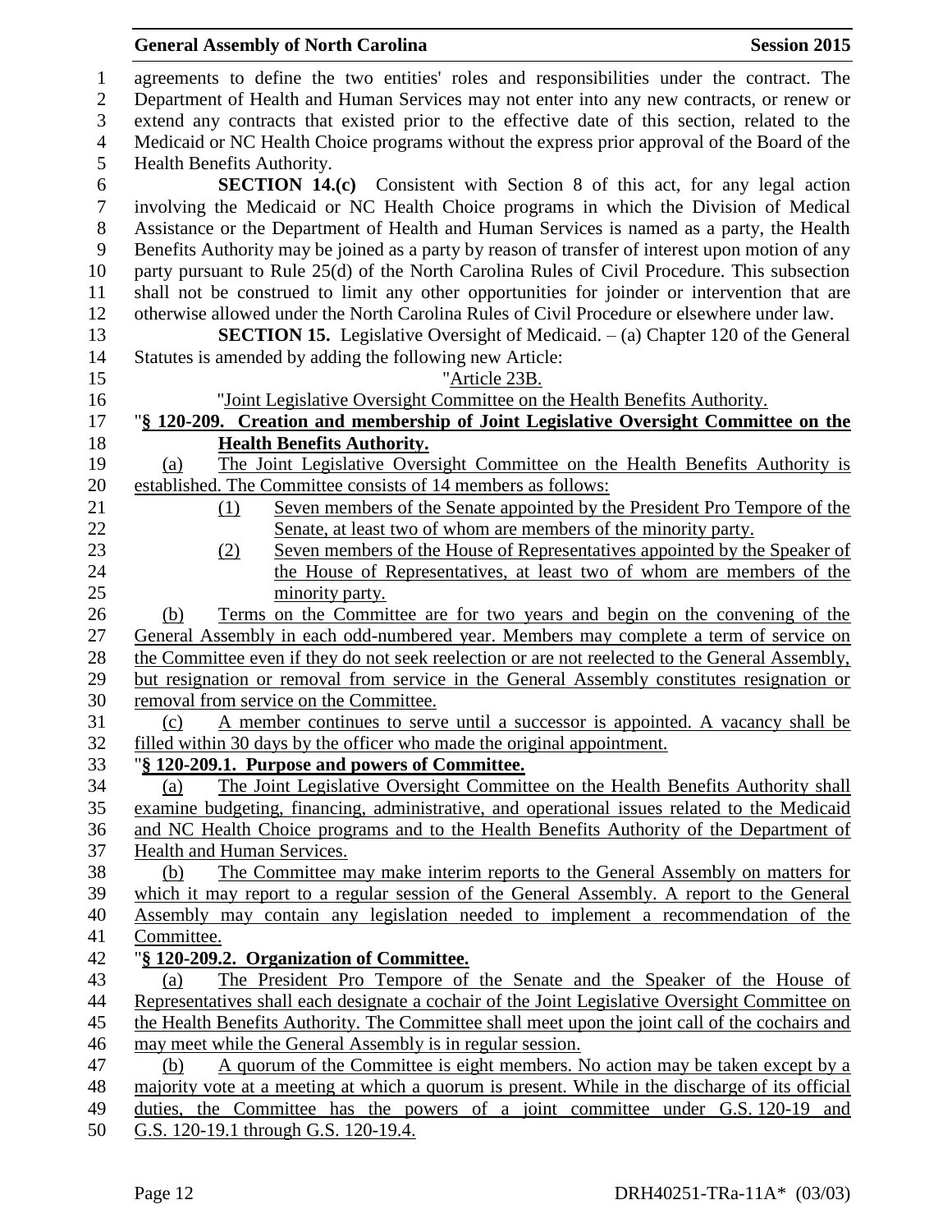agreements to define the two entities' roles and responsibilities under the contract. The Department of Health and Human Services may not enter into any new contracts, or renew or extend any contracts that existed prior to the effective date of this section, related to the Medicaid or NC Health Choice programs without the express prior approval of the Board of the Health Benefits Authority.

**SECTION 14.(c)** Consistent with Section 8 of this act, for any legal action involving the Medicaid or NC Health Choice programs in which the Division of Medical Assistance or the Department of Health and Human Services is named as a party, the Health Benefits Authority may be joined as a party by reason of transfer of interest upon motion of any party pursuant to Rule 25(d) of the North Carolina Rules of Civil Procedure. This subsection shall not be construed to limit any other opportunities for joinder or intervention that are otherwise allowed under the North Carolina Rules of Civil Procedure or elsewhere under law.

**SECTION 15.** Legislative Oversight of Medicaid. – (a) Chapter 120 of the General Statutes is amended by adding the following new Article:

"Article 23B.

"Joint Legislative Oversight Committee on the Health Benefits Authority.

"**§ 120-209. Creation and membership of Joint Legislative Oversight Committee on the Health Benefits Authority.**

(a) The Joint Legislative Oversight Committee on the Health Benefits Authority is established. The Committee consists of 14 members as follows:

(1) Seven members of the Senate appointed by the President Pro Tempore of the Senate, at least two of whom are members of the minority party.

(2) Seven members of the House of Representatives appointed by the Speaker of the House of Representatives, at least two of whom are members of the minority party.

(b) Terms on the Committee are for two years and begin on the convening of the General Assembly in each odd-numbered year. Members may complete a term of service on the Committee even if they do not seek reelection or are not reelected to the General Assembly, but resignation or removal from service in the General Assembly constitutes resignation or removal from service on the Committee.

(c) A member continues to serve until a successor is appointed. A vacancy shall be filled within 30 days by the officer who made the original appointment.

"**§ 120-209.1. Purpose and powers of Committee.**

(a) The Joint Legislative Oversight Committee on the Health Benefits Authority shall examine budgeting, financing, administrative, and operational issues related to the Medicaid and NC Health Choice programs and to the Health Benefits Authority of the Department of Health and Human Services.

(b) The Committee may make interim reports to the General Assembly on matters for which it may report to a regular session of the General Assembly. A report to the General Assembly may contain any legislation needed to implement a recommendation of the Committee.

"**§ 120-209.2. Organization of Committee.**

(a) The President Pro Tempore of the Senate and the Speaker of the House of Representatives shall each designate a cochair of the Joint Legislative Oversight Committee on the Health Benefits Authority. The Committee shall meet upon the joint call of the cochairs and may meet while the General Assembly is in regular session.

(b) A quorum of the Committee is eight members. No action may be taken except by a majority vote at a meeting at which a quorum is present. While in the discharge of its official duties, the Committee has the powers of a joint committee under G.S. 120-19 and G.S. 120-19.1 through G.S. 120-19.4.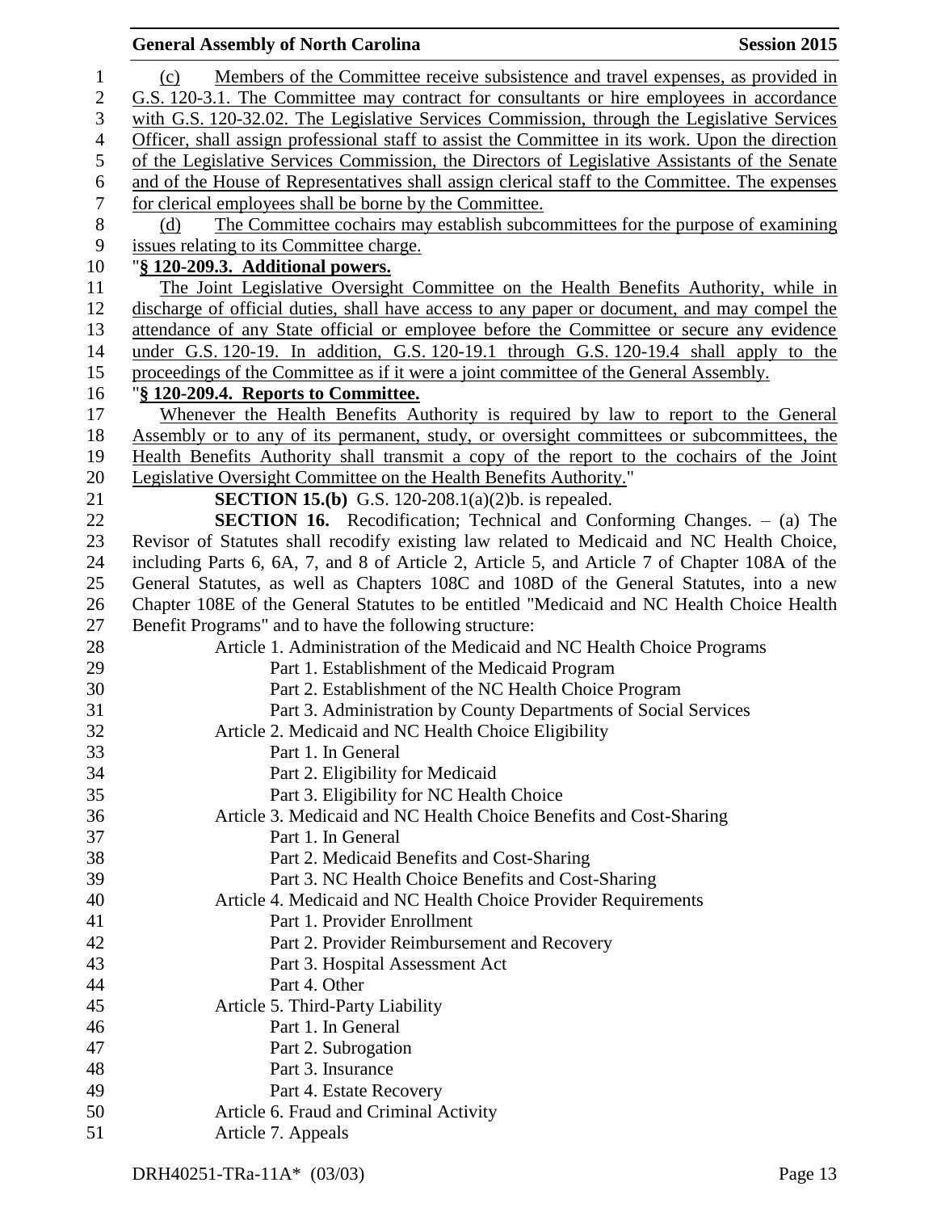(c) Members of the Committee receive subsistence and travel expenses, as provided in G.S. 120-3.1. The Committee may contract for consultants or hire employees in accordance with G.S. 120-32.02. The Legislative Services Commission, through the Legislative Services Officer, shall assign professional staff to assist the Committee in its work. Upon the direction of the Legislative Services Commission, the Directors of Legislative Assistants of the Senate and of the House of Representatives shall assign clerical staff to the Committee. The expenses for clerical employees shall be borne by the Committee.

(d) The Committee cochairs may establish subcommittees for the purpose of examining issues relating to its Committee charge.

"**§ 120-209.3. Additional powers.**

The Joint Legislative Oversight Committee on the Health Benefits Authority, while in discharge of official duties, shall have access to any paper or document, and may compel the attendance of any State official or employee before the Committee or secure any evidence under G.S. 120-19. In addition, G.S. 120-19.1 through G.S. 120-19.4 shall apply to the proceedings of the Committee as if it were a joint committee of the General Assembly.

"**§ 120-209.4. Reports to Committee.**

Whenever the Health Benefits Authority is required by law to report to the General Assembly or to any of its permanent, study, or oversight committees or subcommittees, the Health Benefits Authority shall transmit a copy of the report to the cochairs of the Joint Legislative Oversight Committee on the Health Benefits Authority."

**SECTION 15.(b)** G.S. 120-208.1(a)(2)b. is repealed.

**SECTION 16.** Recodification; Technical and Conforming Changes. – (a) The Revisor of Statutes shall recodify existing law related to Medicaid and NC Health Choice, including Parts 6, 6A, 7, and 8 of Article 2, Article 5, and Article 7 of Chapter 108A of the General Statutes, as well as Chapters 108C and 108D of the General Statutes, into a new Chapter 108E of the General Statutes to be entitled "Medicaid and NC Health Choice Health Benefit Programs" and to have the following structure:

- Article 1. Administration of the Medicaid and NC Health Choice Programs
  - Part 1. Establishment of the Medicaid Program
  - Part 2. Establishment of the NC Health Choice Program
  - Part 3. Administration by County Departments of Social Services
- Article 2. Medicaid and NC Health Choice Eligibility
  - Part 1. In General
  - Part 2. Eligibility for Medicaid
  - Part 3. Eligibility for NC Health Choice
- Article 3. Medicaid and NC Health Choice Benefits and Cost-Sharing
  - Part 1. In General
  - Part 2. Medicaid Benefits and Cost-Sharing
  - Part 3. NC Health Choice Benefits and Cost-Sharing
- Article 4. Medicaid and NC Health Choice Provider Requirements
  - Part 1. Provider Enrollment
  - Part 2. Provider Reimbursement and Recovery
  - Part 3. Hospital Assessment Act
  - Part 4. Other
- Article 5. Third-Party Liability
  - Part 1. In General
  - Part 2. Subrogation
  - Part 3. Insurance
  - Part 4. Estate Recovery
- Article 6. Fraud and Criminal Activity
- Article 7. Appeals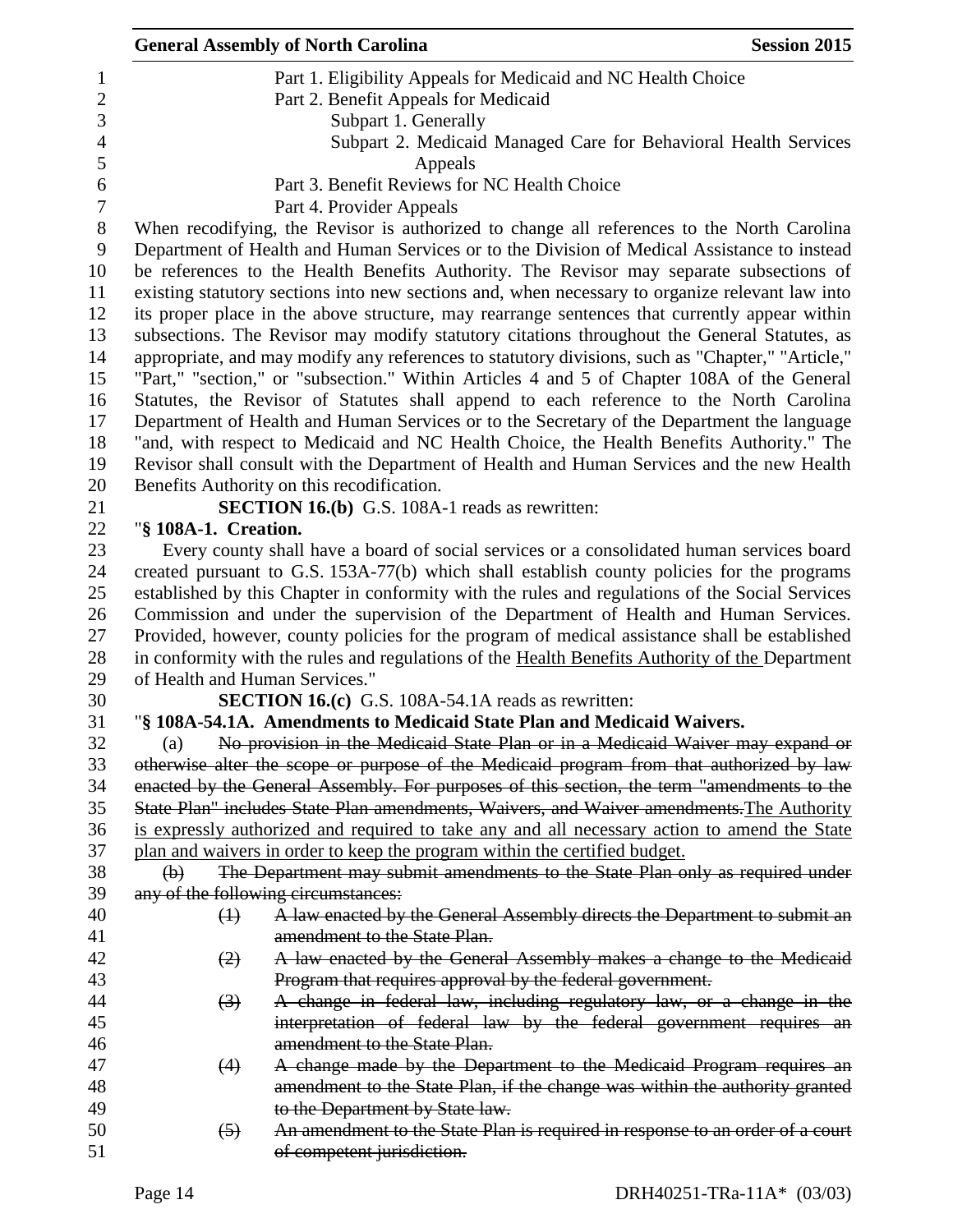Part 1. Eligibility Appeals for Medicaid and NC Health Choice

Part 2. Benefit Appeals for Medicaid

Subpart 1. Generally

Subpart 2. Medicaid Managed Care for Behavioral Health Services Appeals

Part 3. Benefit Reviews for NC Health Choice

Part 4. Provider Appeals

When recodifying, the Revisor is authorized to change all references to the North Carolina Department of Health and Human Services or to the Division of Medical Assistance to instead be references to the Health Benefits Authority. The Revisor may separate subsections of existing statutory sections into new sections and, when necessary to organize relevant law into its proper place in the above structure, may rearrange sentences that currently appear within subsections. The Revisor may modify statutory citations throughout the General Statutes, as appropriate, and may modify any references to statutory divisions, such as "Chapter," "Article," "Part," "section," or "subsection." Within Articles 4 and 5 of Chapter 108A of the General Statutes, the Revisor of Statutes shall append to each reference to the North Carolina Department of Health and Human Services or to the Secretary of the Department the language "and, with respect to Medicaid and NC Health Choice, the Health Benefits Authority." The Revisor shall consult with the Department of Health and Human Services and the new Health Benefits Authority on this recodification.

**SECTION 16.(b)** G.S. 108A-1 reads as rewritten:

"**§ 108A-1. Creation.**

Every county shall have a board of social services or a consolidated human services board created pursuant to G.S. 153A-77(b) which shall establish county policies for the programs established by this Chapter in conformity with the rules and regulations of the Social Services Commission and under the supervision of the Department of Health and Human Services. Provided, however, county policies for the program of medical assistance shall be established in conformity with the rules and regulations of the <u>Health Benefits Authority of the</u> Department of Health and Human Services."

**SECTION 16.(c)** G.S. 108A-54.1A reads as rewritten:

"**§ 108A-54.1A. Amendments to Medicaid State Plan and Medicaid Waivers.**

(a) ~~No provision in the Medicaid State Plan or in a Medicaid Waiver may expand or otherwise alter the scope or purpose of the Medicaid program from that authorized by law enacted by the General Assembly. For purposes of this section, the term "amendments to the State Plan" includes State Plan amendments, Waivers, and Waiver amendments.~~<u>The Authority is expressly authorized and required to take any and all necessary action to amend the State plan and waivers in order to keep the program within the certified budget.</u>

~~(b) The Department may submit amendments to the State Plan only as required under any of the following circumstances:~~

~~(1) A law enacted by the General Assembly directs the Department to submit an amendment to the State Plan.~~

~~(2) A law enacted by the General Assembly makes a change to the Medicaid Program that requires approval by the federal government.~~

~~(3) A change in federal law, including regulatory law, or a change in the interpretation of federal law by the federal government requires an amendment to the State Plan.~~

~~(4) A change made by the Department to the Medicaid Program requires an amendment to the State Plan, if the change was within the authority granted to the Department by State law.~~

~~(5) An amendment to the State Plan is required in response to an order of a court of competent jurisdiction.~~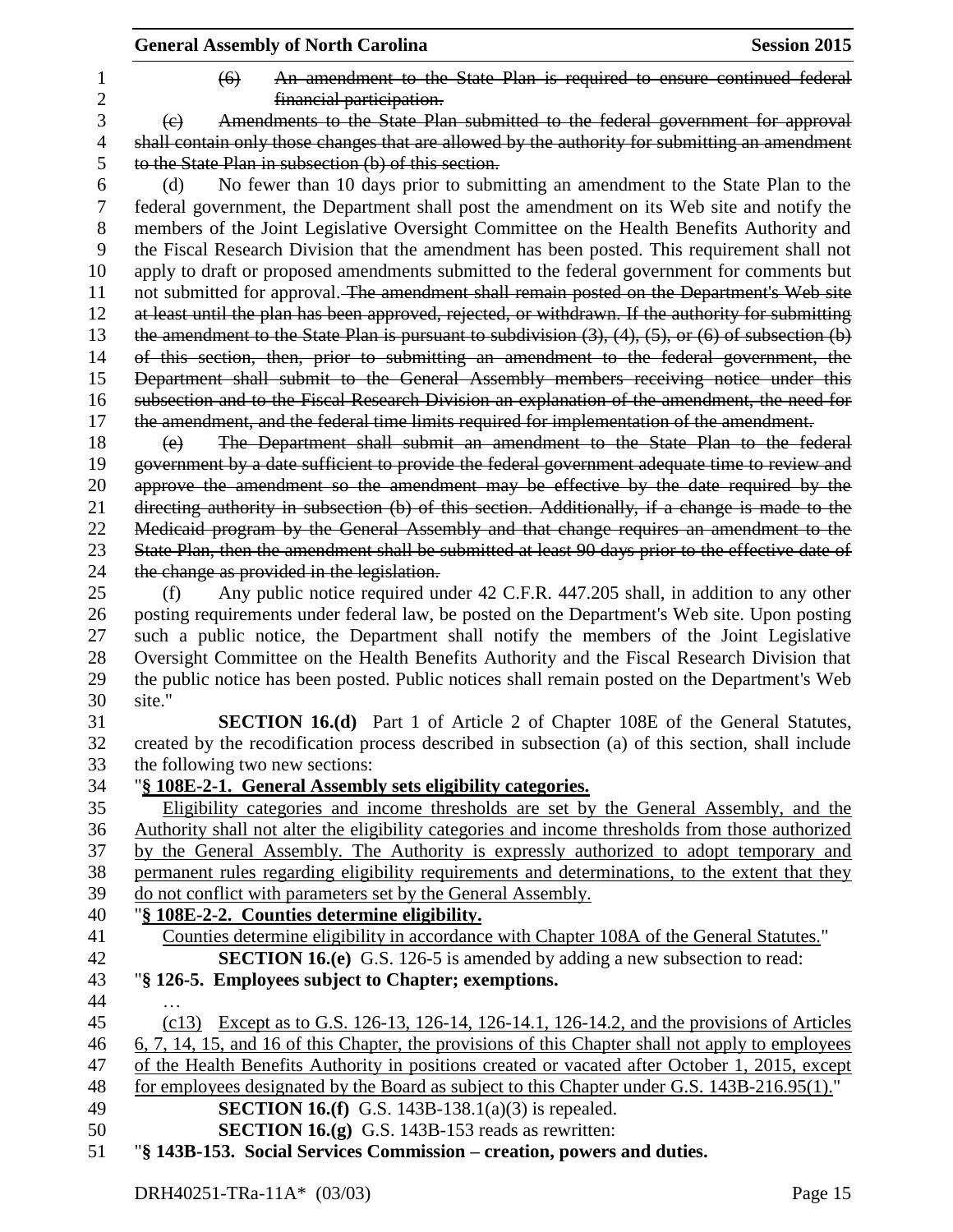~~(6) An amendment to the State Plan is required to ensure continued federal financial participation.~~

~~(c) Amendments to the State Plan submitted to the federal government for approval shall contain only those changes that are allowed by the authority for submitting an amendment to the State Plan in subsection (b) of this section.~~

(d) No fewer than 10 days prior to submitting an amendment to the State Plan to the federal government, the Department shall post the amendment on its Web site and notify the members of the Joint Legislative Oversight Committee on the Health Benefits Authority and the Fiscal Research Division that the amendment has been posted. This requirement shall not apply to draft or proposed amendments submitted to the federal government for comments but not submitted for approval. ~~The amendment shall remain posted on the Department's Web site at least until the plan has been approved, rejected, or withdrawn. If the authority for submitting the amendment to the State Plan is pursuant to subdivision (3), (4), (5), or (6) of subsection (b) of this section, then, prior to submitting an amendment to the federal government, the Department shall submit to the General Assembly members receiving notice under this subsection and to the Fiscal Research Division an explanation of the amendment, the need for the amendment, and the federal time limits required for implementation of the amendment.~~

~~(e) The Department shall submit an amendment to the State Plan to the federal government by a date sufficient to provide the federal government adequate time to review and approve the amendment so the amendment may be effective by the date required by the directing authority in subsection (b) of this section. Additionally, if a change is made to the Medicaid program by the General Assembly and that change requires an amendment to the State Plan, then the amendment shall be submitted at least 90 days prior to the effective date of the change as provided in the legislation.~~

(f) Any public notice required under 42 C.F.R. 447.205 shall, in addition to any other posting requirements under federal law, be posted on the Department's Web site. Upon posting such a public notice, the Department shall notify the members of the Joint Legislative Oversight Committee on the Health Benefits Authority and the Fiscal Research Division that the public notice has been posted. Public notices shall remain posted on the Department's Web site."

**SECTION 16.(d)** Part 1 of Article 2 of Chapter 108E of the General Statutes, created by the recodification process described in subsection (a) of this section, shall include the following two new sections:

"**<u>§ 108E-2-1. General Assembly sets eligibility categories.</u>**

<u>Eligibility categories and income thresholds are set by the General Assembly, and the Authority shall not alter the eligibility categories and income thresholds from those authorized by the General Assembly. The Authority is expressly authorized to adopt temporary and permanent rules regarding eligibility requirements and determinations, to the extent that they do not conflict with parameters set by the General Assembly.</u>

"**<u>§ 108E-2-2. Counties determine eligibility.</u>**

<u>Counties determine eligibility in accordance with Chapter 108A of the General Statutes.</u>"

**SECTION 16.(e)** G.S. 126-5 is amended by adding a new subsection to read:

"**§ 126-5. Employees subject to Chapter; exemptions.**

…

<u>(c13) Except as to G.S. 126-13, 126-14, 126-14.1, 126-14.2, and the provisions of Articles 6, 7, 14, 15, and 16 of this Chapter, the provisions of this Chapter shall not apply to employees of the Health Benefits Authority in positions created or vacated after October 1, 2015, except for employees designated by the Board as subject to this Chapter under G.S. 143B-216.95(1).</u>"

**SECTION 16.(f)** G.S. 143B-138.1(a)(3) is repealed.

**SECTION 16.(g)** G.S. 143B-153 reads as rewritten:

"**§ 143B-153. Social Services Commission – creation, powers and duties.**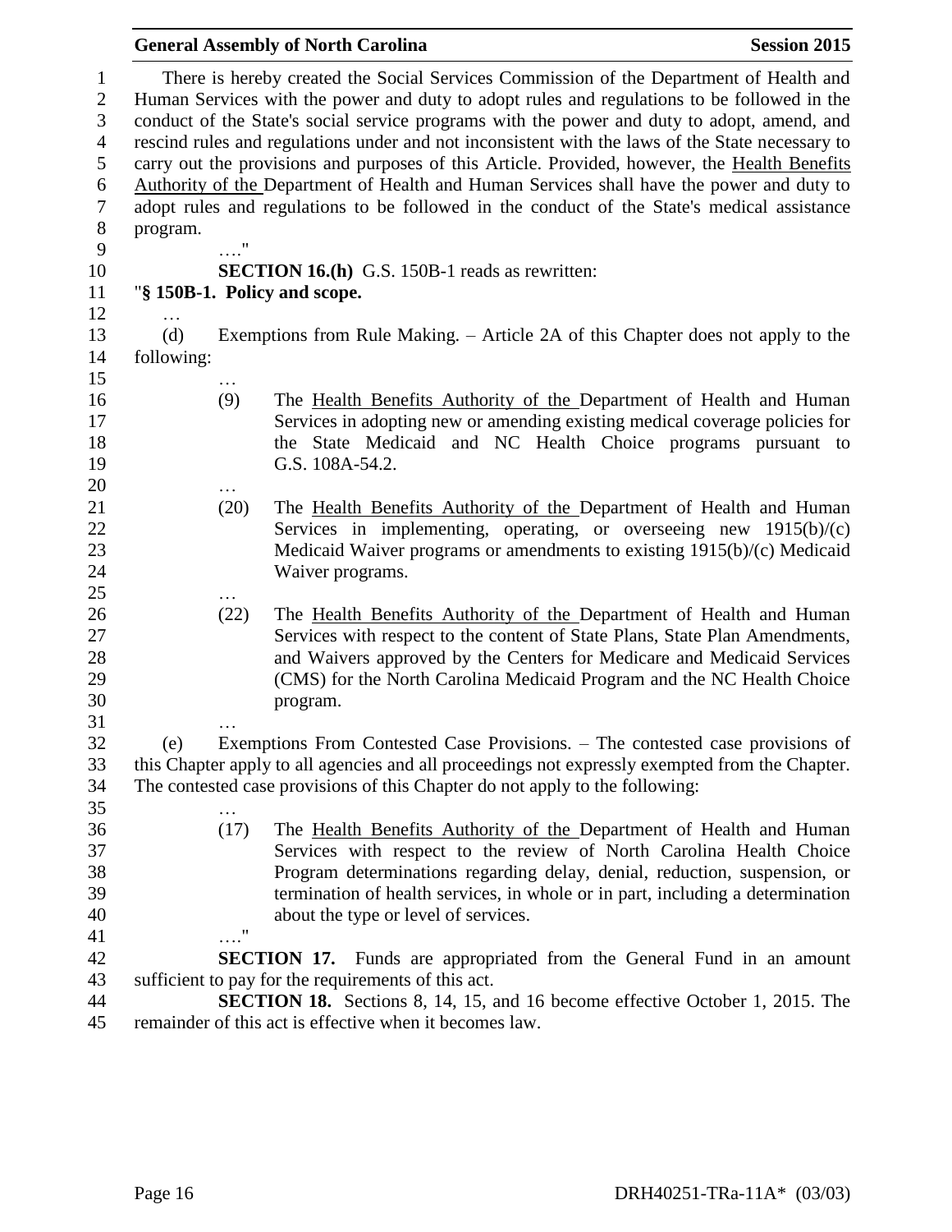There is hereby created the Social Services Commission of the Department of Health and Human Services with the power and duty to adopt rules and regulations to be followed in the conduct of the State's social service programs with the power and duty to adopt, amend, and rescind rules and regulations under and not inconsistent with the laws of the State necessary to carry out the provisions and purposes of this Article. Provided, however, the Health Benefits Authority of the Department of Health and Human Services shall have the power and duty to adopt rules and regulations to be followed in the conduct of the State's medical assistance program.

…."

**SECTION 16.(h)** G.S. 150B-1 reads as rewritten:

"**§ 150B-1. Policy and scope.**

…

(d) Exemptions from Rule Making. – Article 2A of this Chapter does not apply to the following:

…

(9) The Health Benefits Authority of the Department of Health and Human Services in adopting new or amending existing medical coverage policies for the State Medicaid and NC Health Choice programs pursuant to G.S. 108A-54.2.

…

(20) The Health Benefits Authority of the Department of Health and Human Services in implementing, operating, or overseeing new 1915(b)/(c) Medicaid Waiver programs or amendments to existing 1915(b)/(c) Medicaid Waiver programs.

…

(22) The Health Benefits Authority of the Department of Health and Human Services with respect to the content of State Plans, State Plan Amendments, and Waivers approved by the Centers for Medicare and Medicaid Services (CMS) for the North Carolina Medicaid Program and the NC Health Choice program.

…

(e) Exemptions From Contested Case Provisions. – The contested case provisions of this Chapter apply to all agencies and all proceedings not expressly exempted from the Chapter. The contested case provisions of this Chapter do not apply to the following:

…

(17) The Health Benefits Authority of the Department of Health and Human Services with respect to the review of North Carolina Health Choice Program determinations regarding delay, denial, reduction, suspension, or termination of health services, in whole or in part, including a determination about the type or level of services.

…."

**SECTION 17.** Funds are appropriated from the General Fund in an amount sufficient to pay for the requirements of this act.

**SECTION 18.** Sections 8, 14, 15, and 16 become effective October 1, 2015. The remainder of this act is effective when it becomes law.